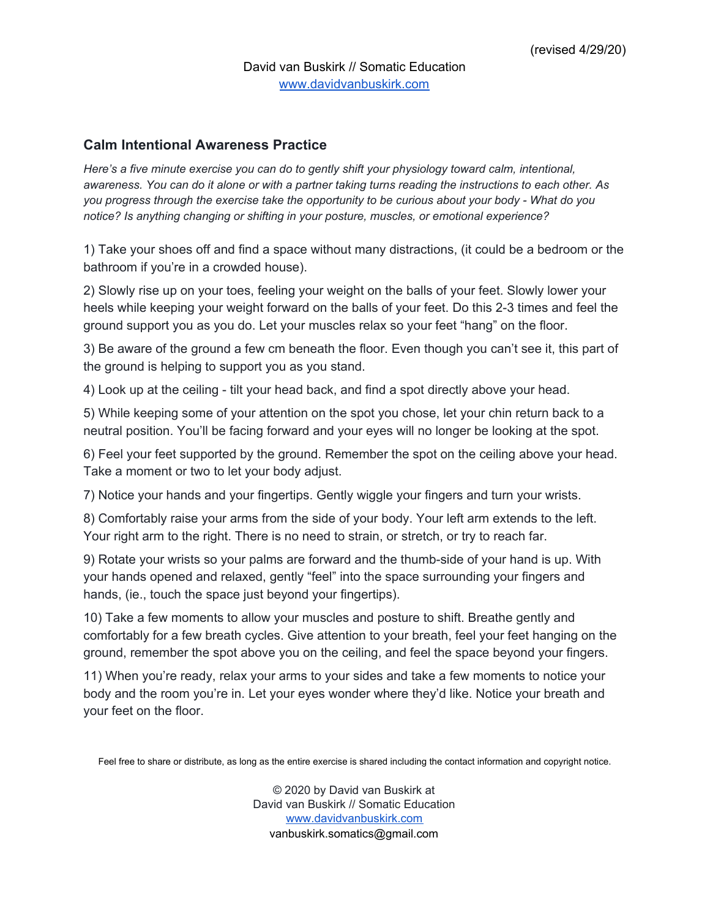(revised 4/29/20)

David van Buskirk // Somatic Education
www.davidvanbuskirk.com

## Calm Intentional Awareness Practice

*Here's a five minute exercise you can do to gently shift your physiology toward calm, intentional, awareness. You can do it alone or with a partner taking turns reading the instructions to each other. As you progress through the exercise take the opportunity to be curious about your body - What do you notice? Is anything changing or shifting in your posture, muscles, or emotional experience?*

1) Take your shoes off and find a space without many distractions, (it could be a bedroom or the bathroom if you're in a crowded house).

2) Slowly rise up on your toes, feeling your weight on the balls of your feet. Slowly lower your heels while keeping your weight forward on the balls of your feet. Do this 2-3 times and feel the ground support you as you do. Let your muscles relax so your feet "hang" on the floor.

3) Be aware of the ground a few cm beneath the floor. Even though you can't see it, this part of the ground is helping to support you as you stand.

4) Look up at the ceiling - tilt your head back, and find a spot directly above your head.

5) While keeping some of your attention on the spot you chose, let your chin return back to a neutral position. You'll be facing forward and your eyes will no longer be looking at the spot.

6) Feel your feet supported by the ground. Remember the spot on the ceiling above your head. Take a moment or two to let your body adjust.

7) Notice your hands and your fingertips. Gently wiggle your fingers and turn your wrists.

8) Comfortably raise your arms from the side of your body. Your left arm extends to the left. Your right arm to the right. There is no need to strain, or stretch, or try to reach far.

9) Rotate your wrists so your palms are forward and the thumb-side of your hand is up. With your hands opened and relaxed, gently "feel" into the space surrounding your fingers and hands, (ie., touch the space just beyond your fingertips).

10) Take a few moments to allow your muscles and posture to shift. Breathe gently and comfortably for a few breath cycles. Give attention to your breath, feel your feet hanging on the ground, remember the spot above you on the ceiling, and feel the space beyond your fingers.

11) When you're ready, relax your arms to your sides and take a few moments to notice your body and the room you're in. Let your eyes wonder where they'd like. Notice your breath and your feet on the floor.

Feel free to share or distribute, as long as the entire exercise is shared including the contact information and copyright notice.

© 2020 by David van Buskirk at
David van Buskirk // Somatic Education
www.davidvanbuskirk.com
vanbuskirk.somatics@gmail.com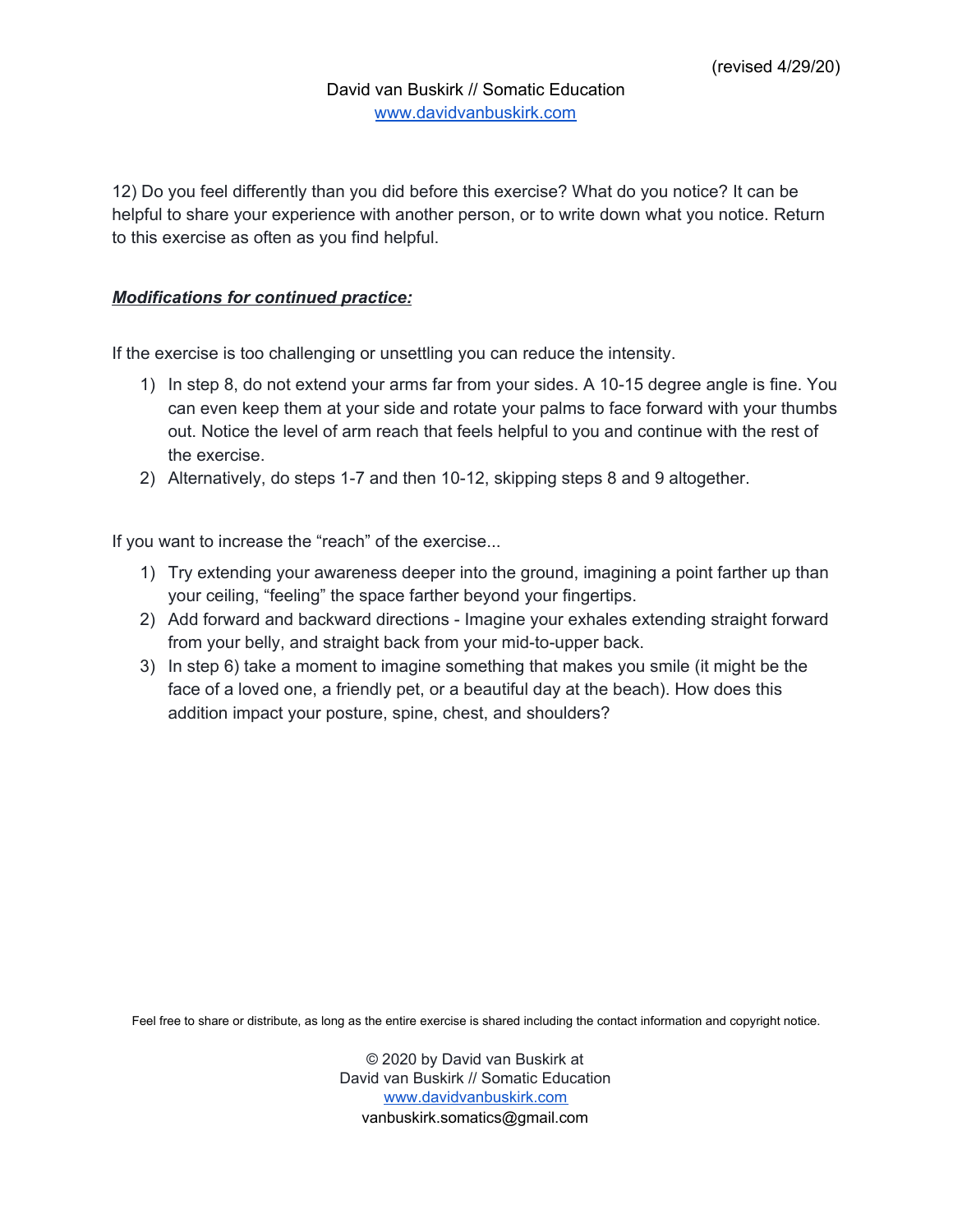12) Do you feel differently than you did before this exercise? What do you notice? It can be helpful to share your experience with another person, or to write down what you notice. Return to this exercise as often as you find helpful.

***Modifications for continued practice:***

If the exercise is too challenging or unsettling you can reduce the intensity.

1) In step 8, do not extend your arms far from your sides. A 10-15 degree angle is fine. You can even keep them at your side and rotate your palms to face forward with your thumbs out. Notice the level of arm reach that feels helpful to you and continue with the rest of the exercise.
2) Alternatively, do steps 1-7 and then 10-12, skipping steps 8 and 9 altogether.

If you want to increase the "reach" of the exercise...

1) Try extending your awareness deeper into the ground, imagining a point farther up than your ceiling, "feeling" the space farther beyond your fingertips.
2) Add forward and backward directions - Imagine your exhales extending straight forward from your belly, and straight back from your mid-to-upper back.
3) In step 6) take a moment to imagine something that makes you smile (it might be the face of a loved one, a friendly pet, or a beautiful day at the beach). How does this addition impact your posture, spine, chest, and shoulders?

Feel free to share or distribute, as long as the entire exercise is shared including the contact information and copyright notice.

© 2020 by David van Buskirk at
David van Buskirk // Somatic Education
www.davidvanbuskirk.com
vanbuskirk.somatics@gmail.com